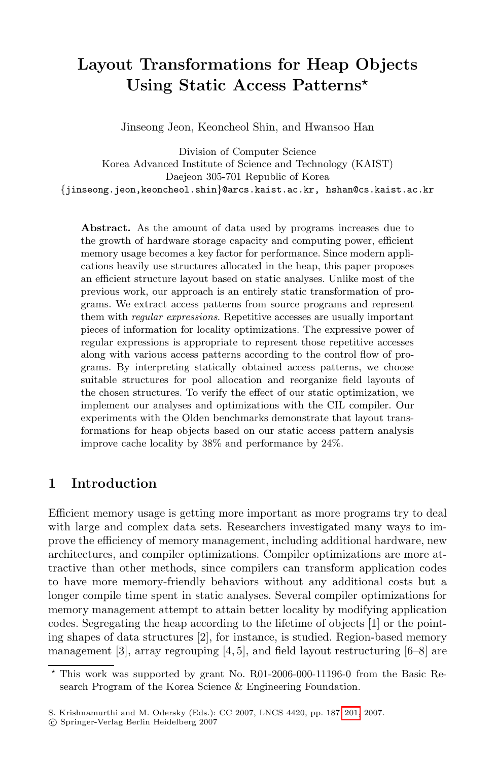# Layout Transformations for Heap Objects Using Static Access Patterns*

Jinseong Jeon, Keoncheol Shin, and Hwansoo Han

Division of Computer Science
Korea Advanced Institute of Science and Technology (KAIST)
Daejeon 305-701 Republic of Korea
{jinseong.jeon,keoncheol.shin}@arcs.kaist.ac.kr, hshan@cs.kaist.ac.kr

**Abstract.** As the amount of data used by programs increases due to the growth of hardware storage capacity and computing power, efficient memory usage becomes a key factor for performance. Since modern applications heavily use structures allocated in the heap, this paper proposes an efficient structure layout based on static analyses. Unlike most of the previous work, our approach is an entirely static transformation of programs. We extract access patterns from source programs and represent them with *regular expressions*. Repetitive accesses are usually important pieces of information for locality optimizations. The expressive power of regular expressions is appropriate to represent those repetitive accesses along with various access patterns according to the control flow of programs. By interpreting statically obtained access patterns, we choose suitable structures for pool allocation and reorganize field layouts of the chosen structures. To verify the effect of our static optimization, we implement our analyses and optimizations with the CIL compiler. Our experiments with the Olden benchmarks demonstrate that layout transformations for heap objects based on our static access pattern analysis improve cache locality by 38% and performance by 24%.

## 1 Introduction

Efficient memory usage is getting more important as more programs try to deal with large and complex data sets. Researchers investigated many ways to improve the efficiency of memory management, including additional hardware, new architectures, and compiler optimizations. Compiler optimizations are more attractive than other methods, since compilers can transform application codes to have more memory-friendly behaviors without any additional costs but a longer compile time spent in static analyses. Several compiler optimizations for memory management attempt to attain better locality by modifying application codes. Segregating the heap according to the lifetime of objects [1] or the pointing shapes of data structures [2], for instance, is studied. Region-based memory management [3], array regrouping [4, 5], and field layout restructuring [6–8] are

* This work was supported by grant No. R01-2006-000-11196-0 from the Basic Research Program of the Korea Science & Engineering Foundation.

S. Krishnamurthi and M. Odersky (Eds.): CC 2007, LNCS 4420, pp. 187–201, 2007.
© Springer-Verlag Berlin Heidelberg 2007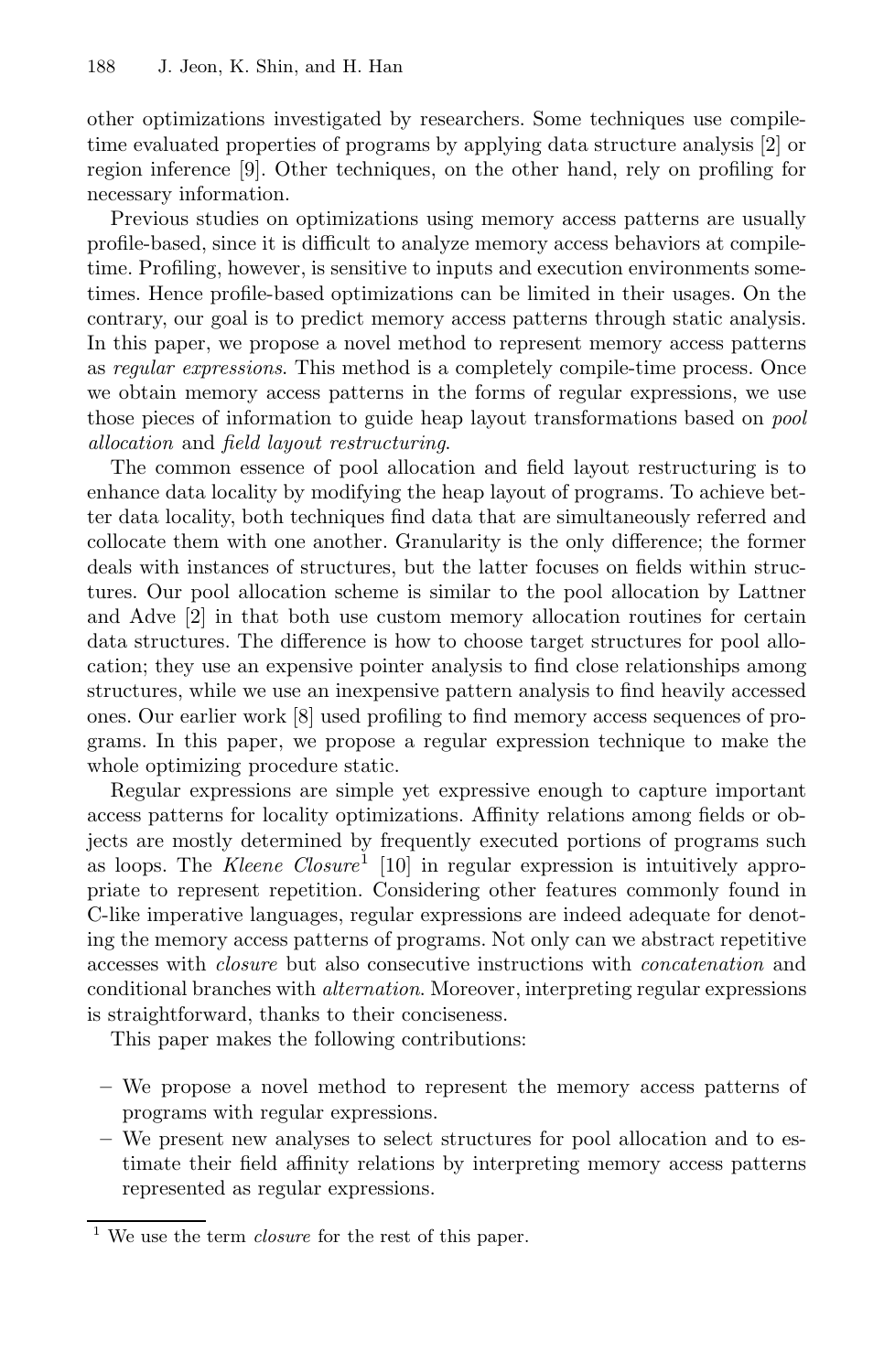other optimizations investigated by researchers. Some techniques use compile-time evaluated properties of programs by applying data structure analysis [2] or region inference [9]. Other techniques, on the other hand, rely on profiling for necessary information.

Previous studies on optimizations using memory access patterns are usually profile-based, since it is difficult to analyze memory access behaviors at compile-time. Profiling, however, is sensitive to inputs and execution environments sometimes. Hence profile-based optimizations can be limited in their usages. On the contrary, our goal is to predict memory access patterns through static analysis. In this paper, we propose a novel method to represent memory access patterns as *regular expressions*. This method is a completely compile-time process. Once we obtain memory access patterns in the forms of regular expressions, we use those pieces of information to guide heap layout transformations based on *pool allocation* and *field layout restructuring*.

The common essence of pool allocation and field layout restructuring is to enhance data locality by modifying the heap layout of programs. To achieve better data locality, both techniques find data that are simultaneously referred and collocate them with one another. Granularity is the only difference; the former deals with instances of structures, but the latter focuses on fields within structures. Our pool allocation scheme is similar to the pool allocation by Lattner and Adve [2] in that both use custom memory allocation routines for certain data structures. The difference is how to choose target structures for pool allocation; they use an expensive pointer analysis to find close relationships among structures, while we use an inexpensive pattern analysis to find heavily accessed ones. Our earlier work [8] used profiling to find memory access sequences of programs. In this paper, we propose a regular expression technique to make the whole optimizing procedure static.

Regular expressions are simple yet expressive enough to capture important access patterns for locality optimizations. Affinity relations among fields or objects are mostly determined by frequently executed portions of programs such as loops. The *Kleene Closure*[1] [10] in regular expression is intuitively appropriate to represent repetition. Considering other features commonly found in C-like imperative languages, regular expressions are indeed adequate for denoting the memory access patterns of programs. Not only can we abstract repetitive accesses with *closure* but also consecutive instructions with *concatenation* and conditional branches with *alternation*. Moreover, interpreting regular expressions is straightforward, thanks to their conciseness.

This paper makes the following contributions:

- We propose a novel method to represent the memory access patterns of programs with regular expressions.
- We present new analyses to select structures for pool allocation and to estimate their field affinity relations by interpreting memory access patterns represented as regular expressions.

[1] We use the term *closure* for the rest of this paper.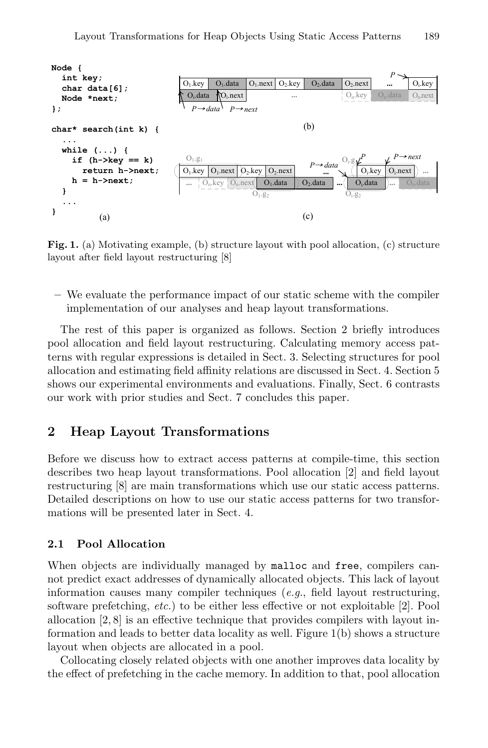```
Node {
  int key;
  char data[6];
  Node *next;
};

char* search(int k) {
  ...
  while (...) {
    if (h->key == k)
      return h->next;
    h = h->next;
  }
  ...
}
```

**Fig. 1.** (a) Motivating example, (b) structure layout with pool allocation, (c) structure layout after field layout restructuring [8]

– We evaluate the performance impact of our static scheme with the compiler implementation of our analyses and heap layout transformations.

The rest of this paper is organized as follows. Section 2 briefly introduces pool allocation and field layout restructuring. Calculating memory access patterns with regular expressions is detailed in Sect. 3. Selecting structures for pool allocation and estimating field affinity relations are discussed in Sect. 4. Section 5 shows our experimental environments and evaluations. Finally, Sect. 6 contrasts our work with prior studies and Sect. 7 concludes this paper.

## 2 Heap Layout Transformations

Before we discuss how to extract access patterns at compile-time, this section describes two heap layout transformations. Pool allocation [2] and field layout restructuring [8] are main transformations which use our static access patterns. Detailed descriptions on how to use our static access patterns for two transformations will be presented later in Sect. 4.

### 2.1 Pool Allocation

When objects are individually managed by malloc and free, compilers cannot predict exact addresses of dynamically allocated objects. This lack of layout information causes many compiler techniques (*e.g.*, field layout restructuring, software prefetching, *etc.*) to be either less effective or not exploitable [2]. Pool allocation [2, 8] is an effective technique that provides compilers with layout information and leads to better data locality as well. Figure 1(b) shows a structure layout when objects are allocated in a pool.

Collocating closely related objects with one another improves data locality by the effect of prefetching in the cache memory. In addition to that, pool allocation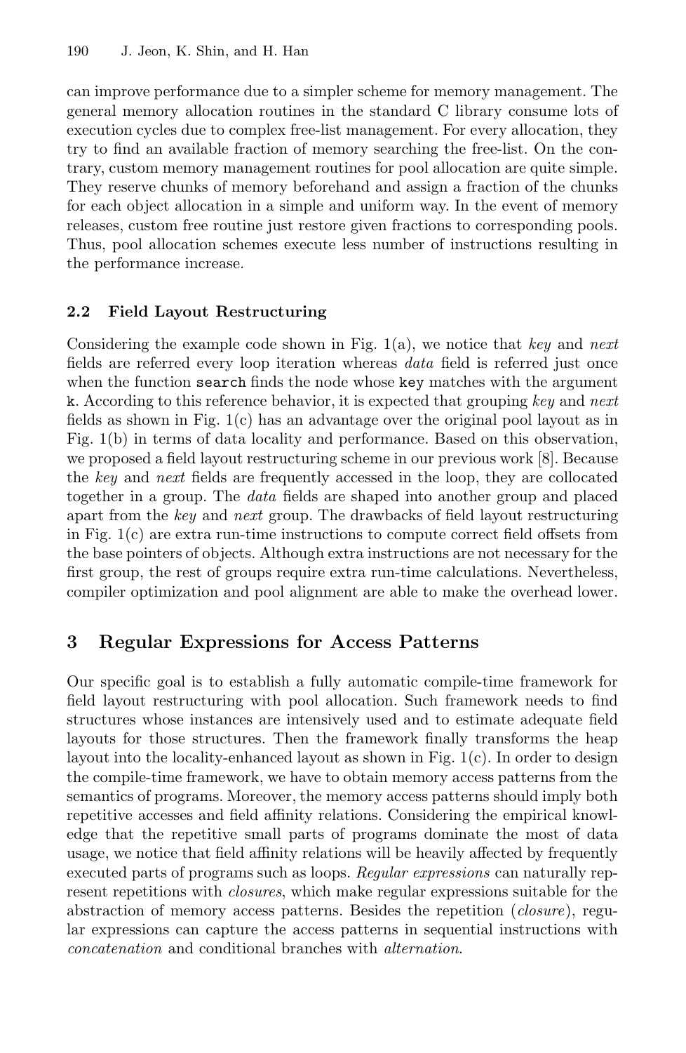can improve performance due to a simpler scheme for memory management. The general memory allocation routines in the standard C library consume lots of execution cycles due to complex free-list management. For every allocation, they try to find an available fraction of memory searching the free-list. On the contrary, custom memory management routines for pool allocation are quite simple. They reserve chunks of memory beforehand and assign a fraction of the chunks for each object allocation in a simple and uniform way. In the event of memory releases, custom free routine just restore given fractions to corresponding pools. Thus, pool allocation schemes execute less number of instructions resulting in the performance increase.

### 2.2 Field Layout Restructuring

Considering the example code shown in Fig. 1(a), we notice that *key* and *next* fields are referred every loop iteration whereas *data* field is referred just once when the function `search` finds the node whose `key` matches with the argument `k`. According to this reference behavior, it is expected that grouping *key* and *next* fields as shown in Fig. 1(c) has an advantage over the original pool layout as in Fig. 1(b) in terms of data locality and performance. Based on this observation, we proposed a field layout restructuring scheme in our previous work [8]. Because the *key* and *next* fields are frequently accessed in the loop, they are collocated together in a group. The *data* fields are shaped into another group and placed apart from the *key* and *next* group. The drawbacks of field layout restructuring in Fig. 1(c) are extra run-time instructions to compute correct field offsets from the base pointers of objects. Although extra instructions are not necessary for the first group, the rest of groups require extra run-time calculations. Nevertheless, compiler optimization and pool alignment are able to make the overhead lower.

## 3 Regular Expressions for Access Patterns

Our specific goal is to establish a fully automatic compile-time framework for field layout restructuring with pool allocation. Such framework needs to find structures whose instances are intensively used and to estimate adequate field layouts for those structures. Then the framework finally transforms the heap layout into the locality-enhanced layout as shown in Fig. 1(c). In order to design the compile-time framework, we have to obtain memory access patterns from the semantics of programs. Moreover, the memory access patterns should imply both repetitive accesses and field affinity relations. Considering the empirical knowledge that the repetitive small parts of programs dominate the most of data usage, we notice that field affinity relations will be heavily affected by frequently executed parts of programs such as loops. *Regular expressions* can naturally represent repetitions with *closures*, which make regular expressions suitable for the abstraction of memory access patterns. Besides the repetition (*closure*), regular expressions can capture the access patterns in sequential instructions with *concatenation* and conditional branches with *alternation*.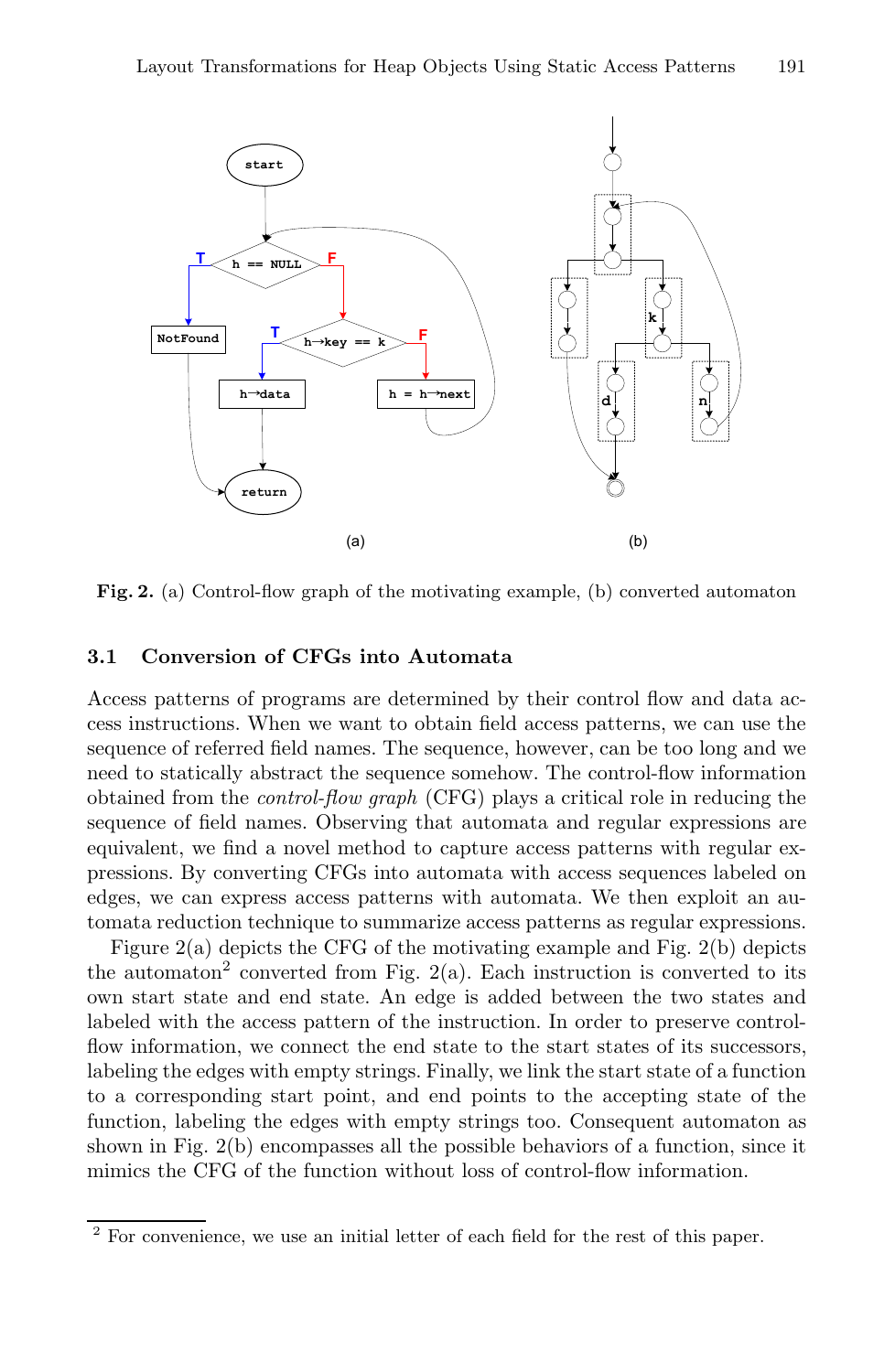Fig. 2. (a) Control-flow graph of the motivating example, (b) converted automaton

### 3.1 Conversion of CFGs into Automata

Access patterns of programs are determined by their control flow and data access instructions. When we want to obtain field access patterns, we can use the sequence of referred field names. The sequence, however, can be too long and we need to statically abstract the sequence somehow. The control-flow information obtained from the *control-flow graph* (CFG) plays a critical role in reducing the sequence of field names. Observing that automata and regular expressions are equivalent, we find a novel method to capture access patterns with regular expressions. By converting CFGs into automata with access sequences labeled on edges, we can express access patterns with automata. We then exploit an automata reduction technique to summarize access patterns as regular expressions.

Figure 2(a) depicts the CFG of the motivating example and Fig. 2(b) depicts the automaton[2] converted from Fig. 2(a). Each instruction is converted to its own start state and end state. An edge is added between the two states and labeled with the access pattern of the instruction. In order to preserve control-flow information, we connect the end state to the start states of its successors, labeling the edges with empty strings. Finally, we link the start state of a function to a corresponding start point, and end points to the accepting state of the function, labeling the edges with empty strings too. Consequent automaton as shown in Fig. 2(b) encompasses all the possible behaviors of a function, since it mimics the CFG of the function without loss of control-flow information.

[2] For convenience, we use an initial letter of each field for the rest of this paper.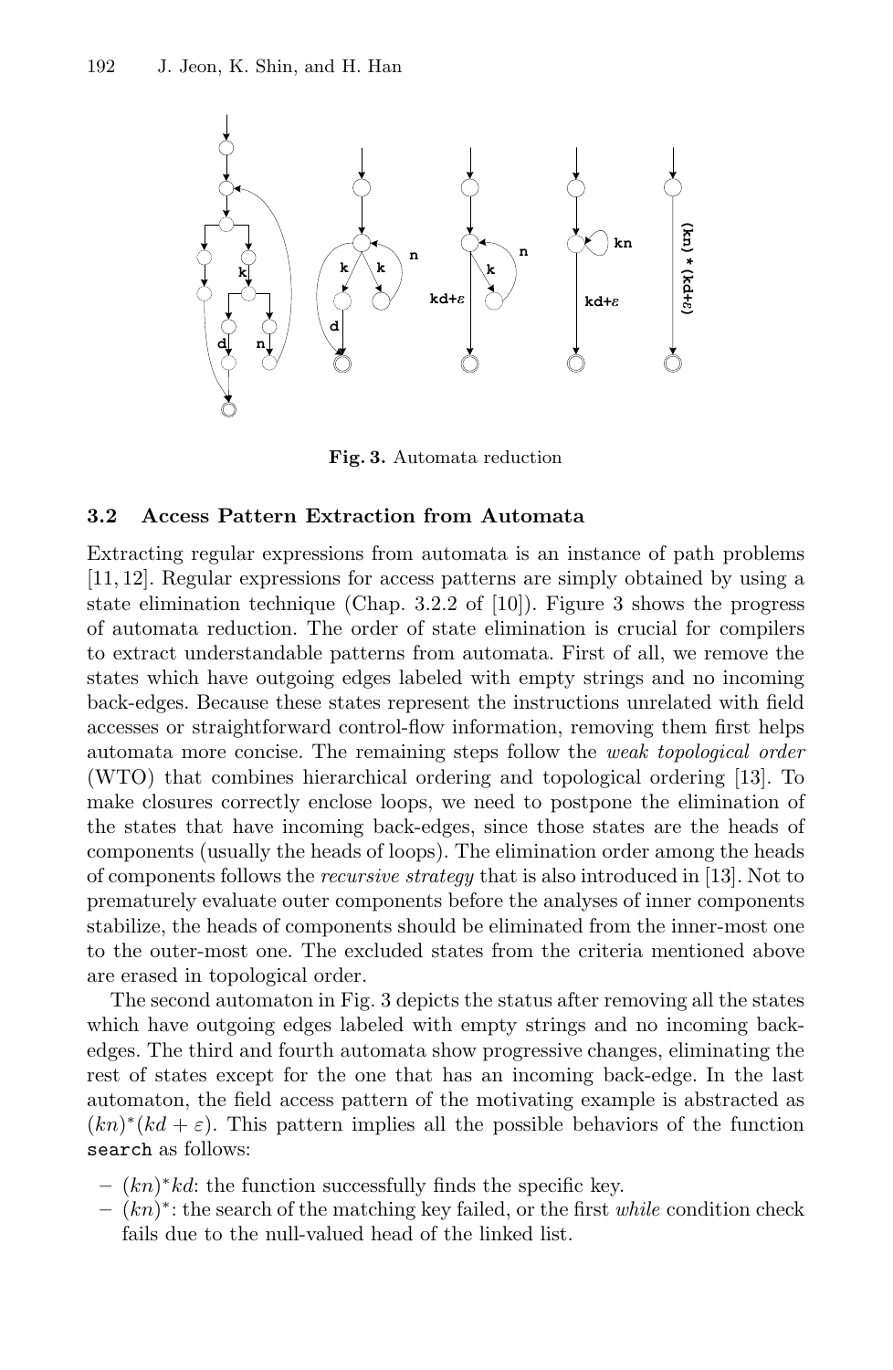k
k
k
n
d
d
n
k
kd+ε
n
kn
kd+ε
(kn) * (kd+ε)

**Fig. 3.** Automata reduction

### 3.2 Access Pattern Extraction from Automata

Extracting regular expressions from automata is an instance of path problems [11, 12]. Regular expressions for access patterns are simply obtained by using a state elimination technique (Chap. 3.2.2 of [10]). Figure 3 shows the progress of automata reduction. The order of state elimination is crucial for compilers to extract understandable patterns from automata. First of all, we remove the states which have outgoing edges labeled with empty strings and no incoming back-edges. Because these states represent the instructions unrelated with field accesses or straightforward control-flow information, removing them first helps automata more concise. The remaining steps follow the *weak topological order* (WTO) that combines hierarchical ordering and topological ordering [13]. To make closures correctly enclose loops, we need to postpone the elimination of the states that have incoming back-edges, since those states are the heads of components (usually the heads of loops). The elimination order among the heads of components follows the *recursive strategy* that is also introduced in [13]. Not to prematurely evaluate outer components before the analyses of inner components stabilize, the heads of components should be eliminated from the inner-most one to the outer-most one. The excluded states from the criteria mentioned above are erased in topological order.

The second automaton in Fig. 3 depicts the status after removing all the states which have outgoing edges labeled with empty strings and no incoming back-edges. The third and fourth automata show progressive changes, eliminating the rest of states except for the one that has an incoming back-edge. In the last automaton, the field access pattern of the motivating example is abstracted as $(kn)^*(kd + \varepsilon)$. This pattern implies all the possible behaviors of the function `search` as follows:

- $(kn)^*kd$: the function successfully finds the specific key.
- $(kn)^*$: the search of the matching key failed, or the first *while* condition check fails due to the null-valued head of the linked list.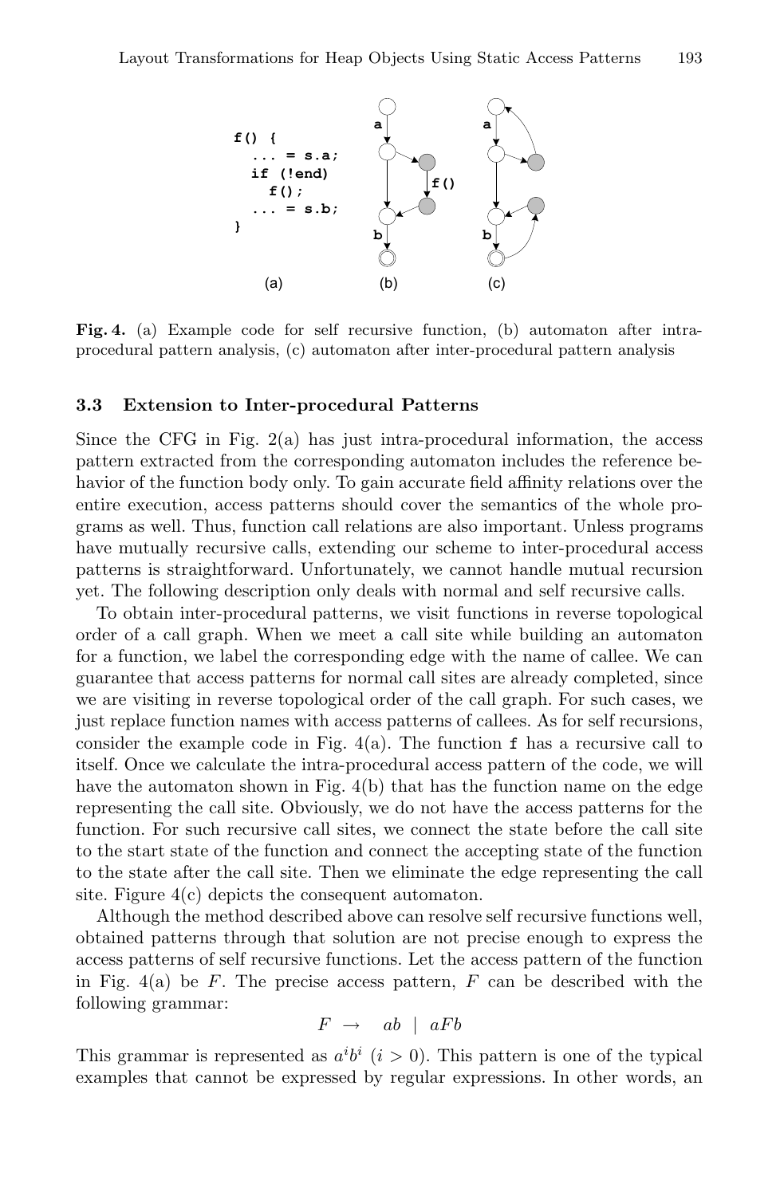```
f() {
  ... = s.a;
  if (!end)
    f();
  ... = s.b;
}
```

**Fig. 4.** (a) Example code for self recursive function, (b) automaton after intra-procedural pattern analysis, (c) automaton after inter-procedural pattern analysis

### 3.3 Extension to Inter-procedural Patterns

Since the CFG in Fig. 2(a) has just intra-procedural information, the access pattern extracted from the corresponding automaton includes the reference behavior of the function body only. To gain accurate field affinity relations over the entire execution, access patterns should cover the semantics of the whole programs as well. Thus, function call relations are also important. Unless programs have mutually recursive calls, extending our scheme to inter-procedural access patterns is straightforward. Unfortunately, we cannot handle mutual recursion yet. The following description only deals with normal and self recursive calls.

To obtain inter-procedural patterns, we visit functions in reverse topological order of a call graph. When we meet a call site while building an automaton for a function, we label the corresponding edge with the name of callee. We can guarantee that access patterns for normal call sites are already completed, since we are visiting in reverse topological order of the call graph. For such cases, we just replace function names with access patterns of callees. As for self recursions, consider the example code in Fig. 4(a). The function `f` has a recursive call to itself. Once we calculate the intra-procedural access pattern of the code, we will have the automaton shown in Fig. 4(b) that has the function name on the edge representing the call site. Obviously, we do not have the access patterns for the function. For such recursive call sites, we connect the state before the call site to the start state of the function and connect the accepting state of the function to the state after the call site. Then we eliminate the edge representing the call site. Figure 4(c) depicts the consequent automaton.

Although the method described above can resolve self recursive functions well, obtained patterns through that solution are not precise enough to express the access patterns of self recursive functions. Let the access pattern of the function in Fig. 4(a) be $F$. The precise access pattern, $F$ can be described with the following grammar:

$$F \;\rightarrow\; ab \;\mid\; aFb$$

This grammar is represented as $a^i b^i$ $(i > 0)$. This pattern is one of the typical examples that cannot be expressed by regular expressions. In other words, an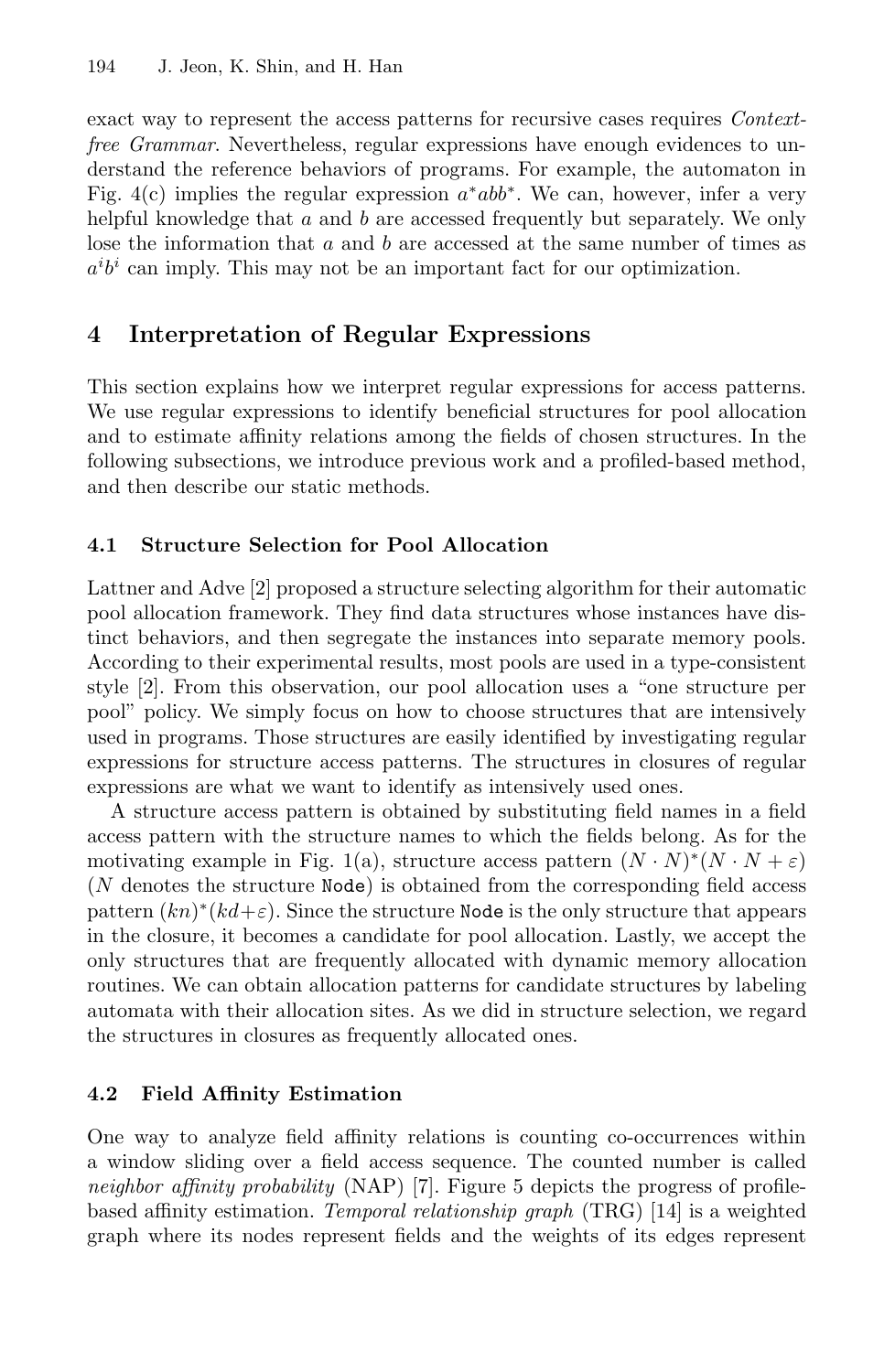exact way to represent the access patterns for recursive cases requires *Context-free Grammar*. Nevertheless, regular expressions have enough evidences to understand the reference behaviors of programs. For example, the automaton in Fig. 4(c) implies the regular expression $a^*abb^*$. We can, however, infer a very helpful knowledge that $a$ and $b$ are accessed frequently but separately. We only lose the information that $a$ and $b$ are accessed at the same number of times as $a^ib^i$ can imply. This may not be an important fact for our optimization.

## 4 Interpretation of Regular Expressions

This section explains how we interpret regular expressions for access patterns. We use regular expressions to identify beneficial structures for pool allocation and to estimate affinity relations among the fields of chosen structures. In the following subsections, we introduce previous work and a profiled-based method, and then describe our static methods.

### 4.1 Structure Selection for Pool Allocation

Lattner and Adve [2] proposed a structure selecting algorithm for their automatic pool allocation framework. They find data structures whose instances have distinct behaviors, and then segregate the instances into separate memory pools. According to their experimental results, most pools are used in a type-consistent style [2]. From this observation, our pool allocation uses a "one structure per pool" policy. We simply focus on how to choose structures that are intensively used in programs. Those structures are easily identified by investigating regular expressions for structure access patterns. The structures in closures of regular expressions are what we want to identify as intensively used ones.

A structure access pattern is obtained by substituting field names in a field access pattern with the structure names to which the fields belong. As for the motivating example in Fig. 1(a), structure access pattern $(N \cdot N)^*(N \cdot N + \varepsilon)$ ($N$ denotes the structure `Node`) is obtained from the corresponding field access pattern $(kn)^*(kd+\varepsilon)$. Since the structure `Node` is the only structure that appears in the closure, it becomes a candidate for pool allocation. Lastly, we accept the only structures that are frequently allocated with dynamic memory allocation routines. We can obtain allocation patterns for candidate structures by labeling automata with their allocation sites. As we did in structure selection, we regard the structures in closures as frequently allocated ones.

### 4.2 Field Affinity Estimation

One way to analyze field affinity relations is counting co-occurrences within a window sliding over a field access sequence. The counted number is called *neighbor affinity probability* (NAP) [7]. Figure 5 depicts the progress of profile-based affinity estimation. *Temporal relationship graph* (TRG) [14] is a weighted graph where its nodes represent fields and the weights of its edges represent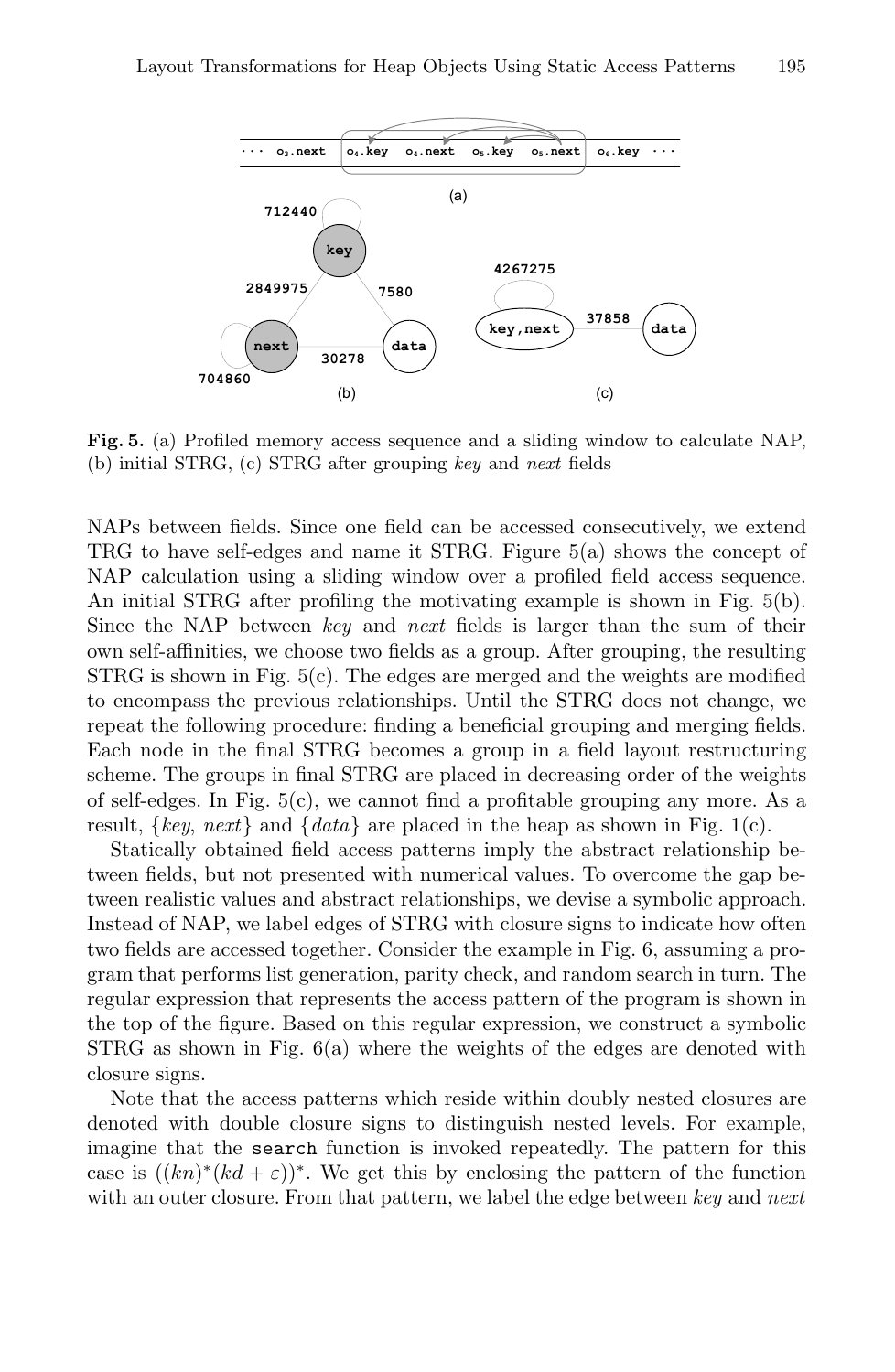Fig. 5. (a) Profiled memory access sequence and a sliding window to calculate NAP, (b) initial STRG, (c) STRG after grouping *key* and *next* fields

NAPs between fields. Since one field can be accessed consecutively, we extend TRG to have self-edges and name it STRG. Figure 5(a) shows the concept of NAP calculation using a sliding window over a profiled field access sequence. An initial STRG after profiling the motivating example is shown in Fig. 5(b). Since the NAP between *key* and *next* fields is larger than the sum of their own self-affinities, we choose two fields as a group. After grouping, the resulting STRG is shown in Fig. 5(c). The edges are merged and the weights are modified to encompass the previous relationships. Until the STRG does not change, we repeat the following procedure: finding a beneficial grouping and merging fields. Each node in the final STRG becomes a group in a field layout restructuring scheme. The groups in final STRG are placed in decreasing order of the weights of self-edges. In Fig. 5(c), we cannot find a profitable grouping any more. As a result, {*key*, *next*} and {*data*} are placed in the heap as shown in Fig. 1(c).

Statically obtained field access patterns imply the abstract relationship between fields, but not presented with numerical values. To overcome the gap between realistic values and abstract relationships, we devise a symbolic approach. Instead of NAP, we label edges of STRG with closure signs to indicate how often two fields are accessed together. Consider the example in Fig. 6, assuming a program that performs list generation, parity check, and random search in turn. The regular expression that represents the access pattern of the program is shown in the top of the figure. Based on this regular expression, we construct a symbolic STRG as shown in Fig. 6(a) where the weights of the edges are denoted with closure signs.

Note that the access patterns which reside within doubly nested closures are denoted with double closure signs to distinguish nested levels. For example, imagine that the `search` function is invoked repeatedly. The pattern for this case is $((kn)^*(kd + \varepsilon))^*$. We get this by enclosing the pattern of the function with an outer closure. From that pattern, we label the edge between *key* and *next*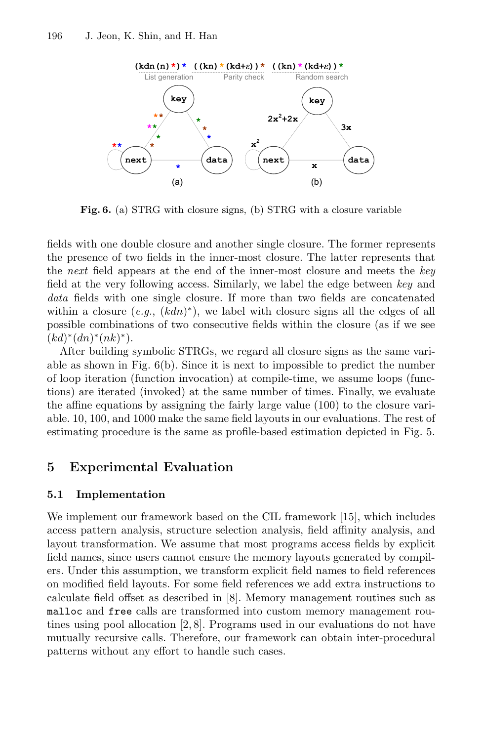Fig. 6. (a) STRG with closure signs, (b) STRG with a closure variable

fields with one double closure and another single closure. The former represents the presence of two fields in the inner-most closure. The latter represents that the *next* field appears at the end of the inner-most closure and meets the *key* field at the very following access. Similarly, we label the edge between *key* and *data* fields with one single closure. If more than two fields are concatenated within a closure (*e.g.*, $(kdn)^*$), we label with closure signs all the edges of all possible combinations of two consecutive fields within the closure (as if we see $(kd)^*(dn)^*(nk)^*$).

After building symbolic STRGs, we regard all closure signs as the same variable as shown in Fig. 6(b). Since it is next to impossible to predict the number of loop iteration (function invocation) at compile-time, we assume loops (functions) are iterated (invoked) at the same number of times. Finally, we evaluate the affine equations by assigning the fairly large value (100) to the closure variable. 10, 100, and 1000 make the same field layouts in our evaluations. The rest of estimating procedure is the same as profile-based estimation depicted in Fig. 5.

## 5 Experimental Evaluation

### 5.1 Implementation

We implement our framework based on the CIL framework [15], which includes access pattern analysis, structure selection analysis, field affinity analysis, and layout transformation. We assume that most programs access fields by explicit field names, since users cannot ensure the memory layouts generated by compilers. Under this assumption, we transform explicit field names to field references on modified field layouts. For some field references we add extra instructions to calculate field offset as described in [8]. Memory management routines such as `malloc` and `free` calls are transformed into custom memory management routines using pool allocation [2, 8]. Programs used in our evaluations do not have mutually recursive calls. Therefore, our framework can obtain inter-procedural patterns without any effort to handle such cases.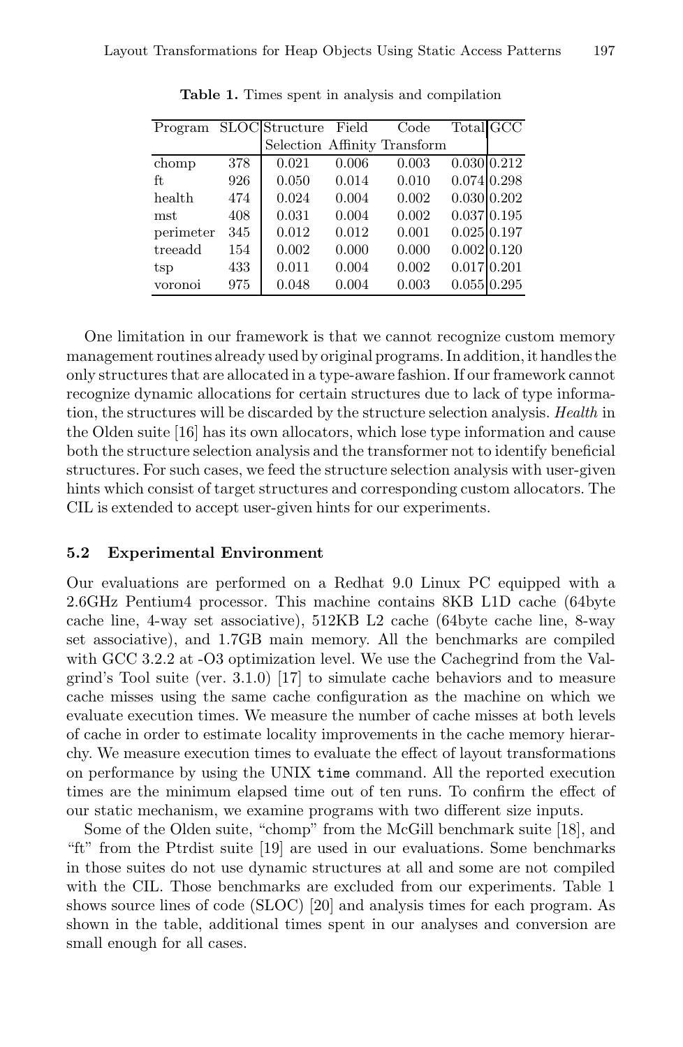**Table 1.** Times spent in analysis and compilation

| Program | SLOC | Structure Selection | Field Affinity | Code Transform | Total | GCC |
|---|---|---|---|---|---|---|
| chomp | 378 | 0.021 | 0.006 | 0.003 | 0.030 | 0.212 |
| ft | 926 | 0.050 | 0.014 | 0.010 | 0.074 | 0.298 |
| health | 474 | 0.024 | 0.004 | 0.002 | 0.030 | 0.202 |
| mst | 408 | 0.031 | 0.004 | 0.002 | 0.037 | 0.195 |
| perimeter | 345 | 0.012 | 0.012 | 0.001 | 0.025 | 0.197 |
| treeadd | 154 | 0.002 | 0.000 | 0.000 | 0.002 | 0.120 |
| tsp | 433 | 0.011 | 0.004 | 0.002 | 0.017 | 0.201 |
| voronoi | 975 | 0.048 | 0.004 | 0.003 | 0.055 | 0.295 |

One limitation in our framework is that we cannot recognize custom memory management routines already used by original programs. In addition, it handles the only structures that are allocated in a type-aware fashion. If our framework cannot recognize dynamic allocations for certain structures due to lack of type information, the structures will be discarded by the structure selection analysis. *Health* in the Olden suite [16] has its own allocators, which lose type information and cause both the structure selection analysis and the transformer not to identify beneficial structures. For such cases, we feed the structure selection analysis with user-given hints which consist of target structures and corresponding custom allocators. The CIL is extended to accept user-given hints for our experiments.

### 5.2 Experimental Environment

Our evaluations are performed on a Redhat 9.0 Linux PC equipped with a 2.6GHz Pentium4 processor. This machine contains 8KB L1D cache (64byte cache line, 4-way set associative), 512KB L2 cache (64byte cache line, 8-way set associative), and 1.7GB main memory. All the benchmarks are compiled with GCC 3.2.2 at -O3 optimization level. We use the Cachegrind from the Valgrind's Tool suite (ver. 3.1.0) [17] to simulate cache behaviors and to measure cache misses using the same cache configuration as the machine on which we evaluate execution times. We measure the number of cache misses at both levels of cache in order to estimate locality improvements in the cache memory hierarchy. We measure execution times to evaluate the effect of layout transformations on performance by using the UNIX `time` command. All the reported execution times are the minimum elapsed time out of ten runs. To confirm the effect of our static mechanism, we examine programs with two different size inputs.

Some of the Olden suite, "chomp" from the McGill benchmark suite [18], and "ft" from the Ptrdist suite [19] are used in our evaluations. Some benchmarks in those suites do not use dynamic structures at all and some are not compiled with the CIL. Those benchmarks are excluded from our experiments. Table 1 shows source lines of code (SLOC) [20] and analysis times for each program. As shown in the table, additional times spent in our analyses and conversion are small enough for all cases.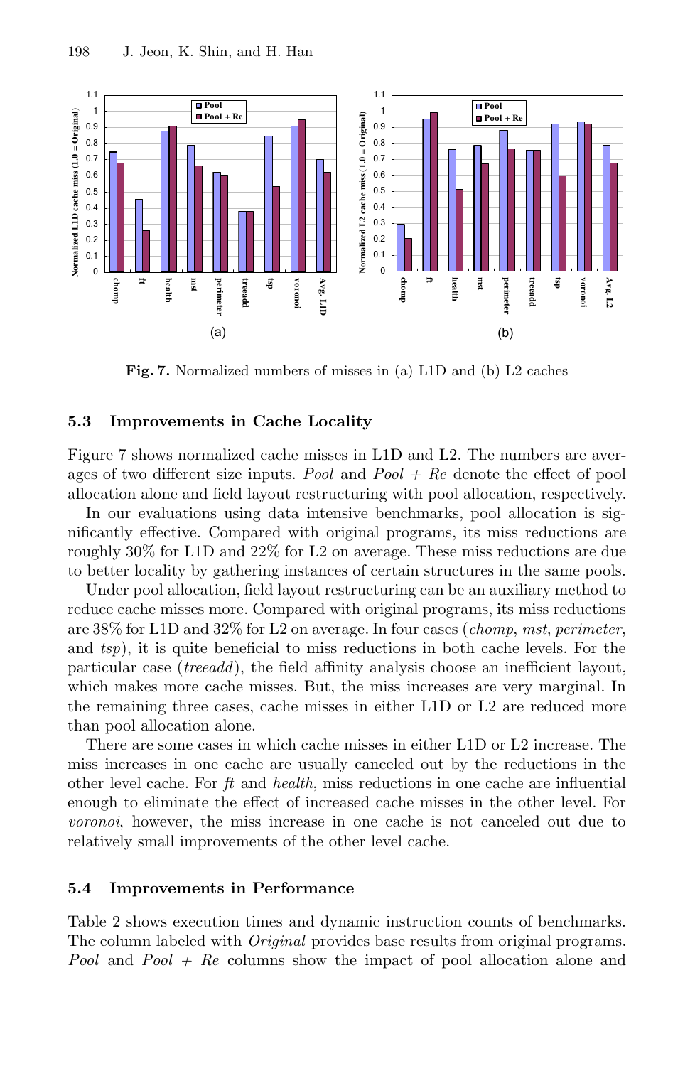**Fig. 7.** Normalized numbers of misses in (a) L1D and (b) L2 caches

### 5.3 Improvements in Cache Locality

Figure 7 shows normalized cache misses in L1D and L2. The numbers are averages of two different size inputs. *Pool* and *Pool + Re* denote the effect of pool allocation alone and field layout restructuring with pool allocation, respectively.

In our evaluations using data intensive benchmarks, pool allocation is significantly effective. Compared with original programs, its miss reductions are roughly 30% for L1D and 22% for L2 on average. These miss reductions are due to better locality by gathering instances of certain structures in the same pools.

Under pool allocation, field layout restructuring can be an auxiliary method to reduce cache misses more. Compared with original programs, its miss reductions are 38% for L1D and 32% for L2 on average. In four cases (*chomp*, *mst*, *perimeter*, and *tsp*), it is quite beneficial to miss reductions in both cache levels. For the particular case (*treeadd*), the field affinity analysis choose an inefficient layout, which makes more cache misses. But, the miss increases are very marginal. In the remaining three cases, cache misses in either L1D or L2 are reduced more than pool allocation alone.

There are some cases in which cache misses in either L1D or L2 increase. The miss increases in one cache are usually canceled out by the reductions in the other level cache. For *ft* and *health*, miss reductions in one cache are influential enough to eliminate the effect of increased cache misses in the other level. For *voronoi*, however, the miss increase in one cache is not canceled out due to relatively small improvements of the other level cache.

### 5.4 Improvements in Performance

Table 2 shows execution times and dynamic instruction counts of benchmarks. The column labeled with *Original* provides base results from original programs. *Pool* and *Pool + Re* columns show the impact of pool allocation alone and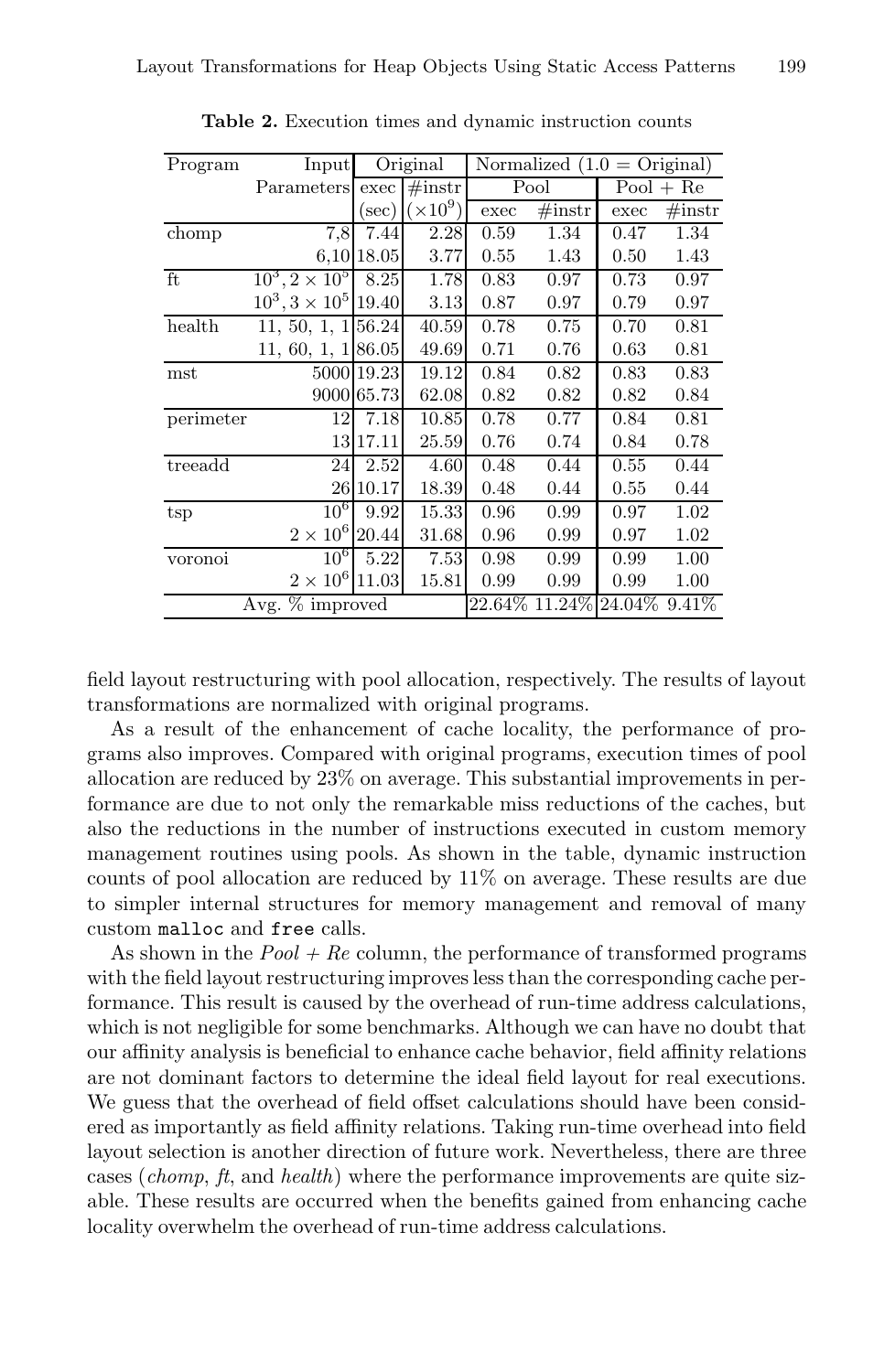**Table 2.** Execution times and dynamic instruction counts

| Program | Input | Original | | Normalized (1.0 = Original) | | | |
|---|---|---|---|---|---|---|---|
| | Parameters | exec | #instr | Pool | | Pool + Re | |
| | | (sec) | ($\times 10^9$) | exec | #instr | exec | #instr |
| chomp | 7,8 | 7.44 | 2.28 | 0.59 | 1.34 | 0.47 | 1.34 |
| | 6,10 | 18.05 | 3.77 | 0.55 | 1.43 | 0.50 | 1.43 |
| ft | $10^3, 2 \times 10^5$ | 8.25 | 1.78 | 0.83 | 0.97 | 0.73 | 0.97 |
| | $10^3, 3 \times 10^5$ | 19.40 | 3.13 | 0.87 | 0.97 | 0.79 | 0.97 |
| health | 11, 50, 1, 1 | 56.24 | 40.59 | 0.78 | 0.75 | 0.70 | 0.81 |
| | 11, 60, 1, 1 | 86.05 | 49.69 | 0.71 | 0.76 | 0.63 | 0.81 |
| mst | 5000 | 19.23 | 19.12 | 0.84 | 0.82 | 0.83 | 0.83 |
| | 9000 | 65.73 | 62.08 | 0.82 | 0.82 | 0.82 | 0.84 |
| perimeter | 12 | 7.18 | 10.85 | 0.78 | 0.77 | 0.84 | 0.81 |
| | 13 | 17.11 | 25.59 | 0.76 | 0.74 | 0.84 | 0.78 |
| treeadd | 24 | 2.52 | 4.60 | 0.48 | 0.44 | 0.55 | 0.44 |
| | 26 | 10.17 | 18.39 | 0.48 | 0.44 | 0.55 | 0.44 |
| tsp | $10^6$ | 9.92 | 15.33 | 0.96 | 0.99 | 0.97 | 1.02 |
| | $2 \times 10^6$ | 20.44 | 31.68 | 0.96 | 0.99 | 0.97 | 1.02 |
| voronoi | $10^6$ | 5.22 | 7.53 | 0.98 | 0.99 | 0.99 | 1.00 |
| | $2 \times 10^6$ | 11.03 | 15.81 | 0.99 | 0.99 | 0.99 | 1.00 |
| Avg. % improved | | | | 22.64% | 11.24% | 24.04% | 9.41% |

field layout restructuring with pool allocation, respectively. The results of layout transformations are normalized with original programs.

As a result of the enhancement of cache locality, the performance of programs also improves. Compared with original programs, execution times of pool allocation are reduced by 23% on average. This substantial improvements in performance are due to not only the remarkable miss reductions of the caches, but also the reductions in the number of instructions executed in custom memory management routines using pools. As shown in the table, dynamic instruction counts of pool allocation are reduced by 11% on average. These results are due to simpler internal structures for memory management and removal of many custom `malloc` and `free` calls.

As shown in the *Pool + Re* column, the performance of transformed programs with the field layout restructuring improves less than the corresponding cache performance. This result is caused by the overhead of run-time address calculations, which is not negligible for some benchmarks. Although we can have no doubt that our affinity analysis is beneficial to enhance cache behavior, field affinity relations are not dominant factors to determine the ideal field layout for real executions. We guess that the overhead of field offset calculations should have been considered as importantly as field affinity relations. Taking run-time overhead into field layout selection is another direction of future work. Nevertheless, there are three cases (*chomp*, *ft*, and *health*) where the performance improvements are quite sizable. These results are occurred when the benefits gained from enhancing cache locality overwhelm the overhead of run-time address calculations.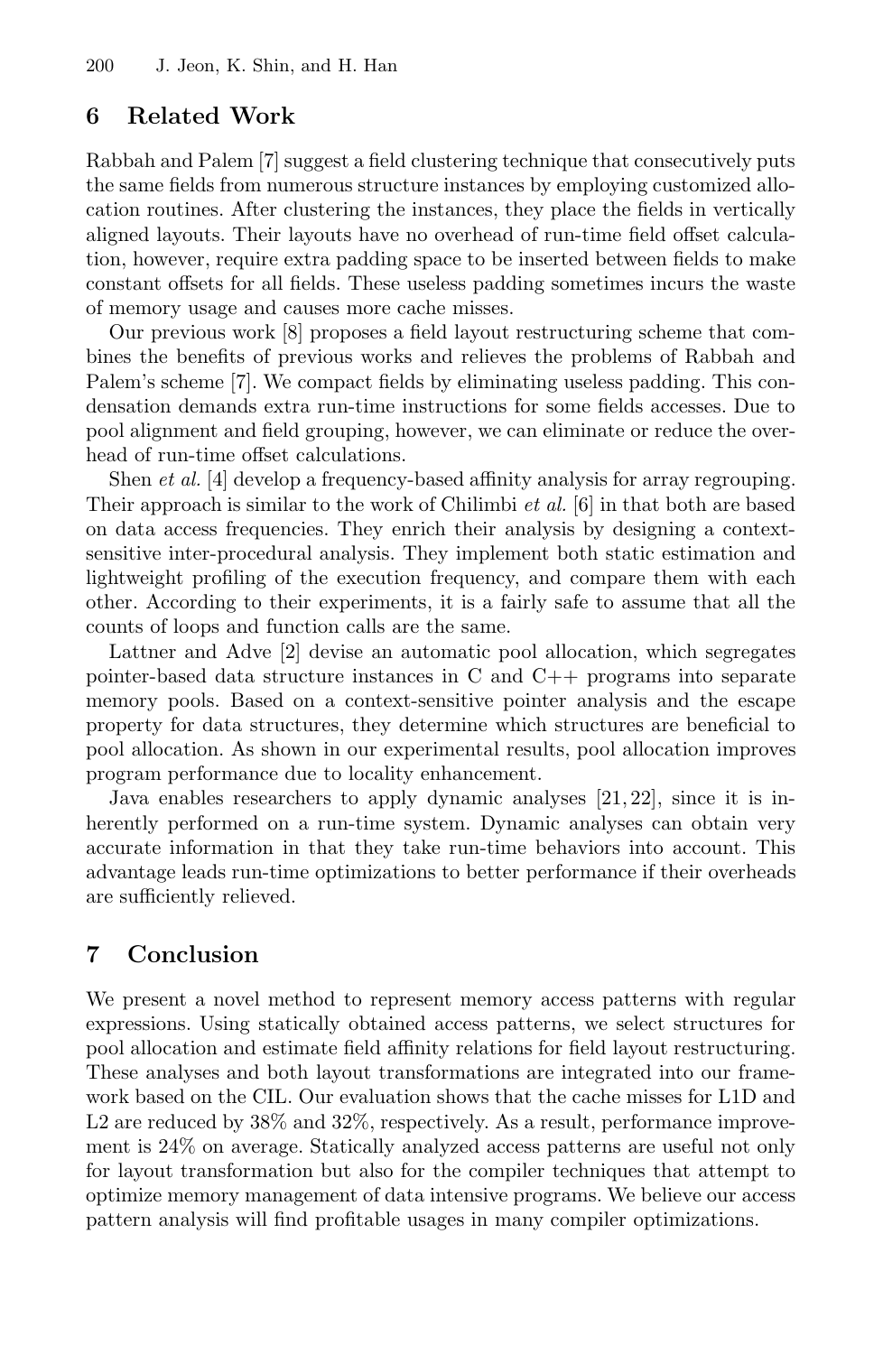## 6 Related Work

Rabbah and Palem [7] suggest a field clustering technique that consecutively puts the same fields from numerous structure instances by employing customized allocation routines. After clustering the instances, they place the fields in vertically aligned layouts. Their layouts have no overhead of run-time field offset calculation, however, require extra padding space to be inserted between fields to make constant offsets for all fields. These useless padding sometimes incurs the waste of memory usage and causes more cache misses.

Our previous work [8] proposes a field layout restructuring scheme that combines the benefits of previous works and relieves the problems of Rabbah and Palem's scheme [7]. We compact fields by eliminating useless padding. This condensation demands extra run-time instructions for some fields accesses. Due to pool alignment and field grouping, however, we can eliminate or reduce the overhead of run-time offset calculations.

Shen *et al.* [4] develop a frequency-based affinity analysis for array regrouping. Their approach is similar to the work of Chilimbi *et al.* [6] in that both are based on data access frequencies. They enrich their analysis by designing a context-sensitive inter-procedural analysis. They implement both static estimation and lightweight profiling of the execution frequency, and compare them with each other. According to their experiments, it is a fairly safe to assume that all the counts of loops and function calls are the same.

Lattner and Adve [2] devise an automatic pool allocation, which segregates pointer-based data structure instances in C and C++ programs into separate memory pools. Based on a context-sensitive pointer analysis and the escape property for data structures, they determine which structures are beneficial to pool allocation. As shown in our experimental results, pool allocation improves program performance due to locality enhancement.

Java enables researchers to apply dynamic analyses [21, 22], since it is inherently performed on a run-time system. Dynamic analyses can obtain very accurate information in that they take run-time behaviors into account. This advantage leads run-time optimizations to better performance if their overheads are sufficiently relieved.

## 7 Conclusion

We present a novel method to represent memory access patterns with regular expressions. Using statically obtained access patterns, we select structures for pool allocation and estimate field affinity relations for field layout restructuring. These analyses and both layout transformations are integrated into our framework based on the CIL. Our evaluation shows that the cache misses for L1D and L2 are reduced by 38% and 32%, respectively. As a result, performance improvement is 24% on average. Statically analyzed access patterns are useful not only for layout transformation but also for the compiler techniques that attempt to optimize memory management of data intensive programs. We believe our access pattern analysis will find profitable usages in many compiler optimizations.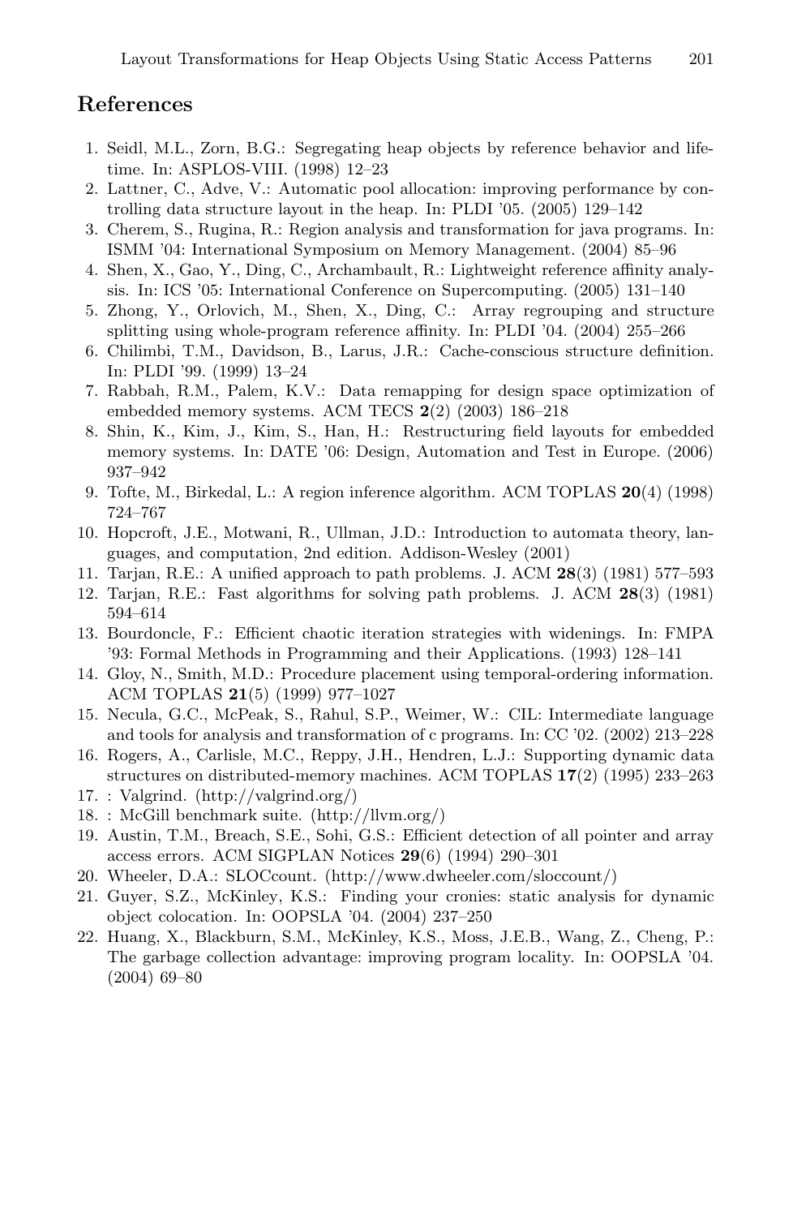## References

1. Seidl, M.L., Zorn, B.G.: Segregating heap objects by reference behavior and lifetime. In: ASPLOS-VIII. (1998) 12–23
2. Lattner, C., Adve, V.: Automatic pool allocation: improving performance by controlling data structure layout in the heap. In: PLDI '05. (2005) 129–142
3. Cherem, S., Rugina, R.: Region analysis and transformation for java programs. In: ISMM '04: International Symposium on Memory Management. (2004) 85–96
4. Shen, X., Gao, Y., Ding, C., Archambault, R.: Lightweight reference affinity analysis. In: ICS '05: International Conference on Supercomputing. (2005) 131–140
5. Zhong, Y., Orlovich, M., Shen, X., Ding, C.: Array regrouping and structure splitting using whole-program reference affinity. In: PLDI '04. (2004) 255–266
6. Chilimbi, T.M., Davidson, B., Larus, J.R.: Cache-conscious structure definition. In: PLDI '99. (1999) 13–24
7. Rabbah, R.M., Palem, K.V.: Data remapping for design space optimization of embedded memory systems. ACM TECS **2**(2) (2003) 186–218
8. Shin, K., Kim, J., Kim, S., Han, H.: Restructuring field layouts for embedded memory systems. In: DATE '06: Design, Automation and Test in Europe. (2006) 937–942
9. Tofte, M., Birkedal, L.: A region inference algorithm. ACM TOPLAS **20**(4) (1998) 724–767
10. Hopcroft, J.E., Motwani, R., Ullman, J.D.: Introduction to automata theory, languages, and computation, 2nd edition. Addison-Wesley (2001)
11. Tarjan, R.E.: A unified approach to path problems. J. ACM **28**(3) (1981) 577–593
12. Tarjan, R.E.: Fast algorithms for solving path problems. J. ACM **28**(3) (1981) 594–614
13. Bourdoncle, F.: Efficient chaotic iteration strategies with widenings. In: FMPA '93: Formal Methods in Programming and their Applications. (1993) 128–141
14. Gloy, N., Smith, M.D.: Procedure placement using temporal-ordering information. ACM TOPLAS **21**(5) (1999) 977–1027
15. Necula, G.C., McPeak, S., Rahul, S.P., Weimer, W.: CIL: Intermediate language and tools for analysis and transformation of c programs. In: CC '02. (2002) 213–228
16. Rogers, A., Carlisle, M.C., Reppy, J.H., Hendren, L.J.: Supporting dynamic data structures on distributed-memory machines. ACM TOPLAS **17**(2) (1995) 233–263
17. : Valgrind. (http://valgrind.org/)
18. : McGill benchmark suite. (http://llvm.org/)
19. Austin, T.M., Breach, S.E., Sohi, G.S.: Efficient detection of all pointer and array access errors. ACM SIGPLAN Notices **29**(6) (1994) 290–301
20. Wheeler, D.A.: SLOCcount. (http://www.dwheeler.com/sloccount/)
21. Guyer, S.Z., McKinley, K.S.: Finding your cronies: static analysis for dynamic object colocation. In: OOPSLA '04. (2004) 237–250
22. Huang, X., Blackburn, S.M., McKinley, K.S., Moss, J.E.B., Wang, Z., Cheng, P.: The garbage collection advantage: improving program locality. In: OOPSLA '04. (2004) 69–80